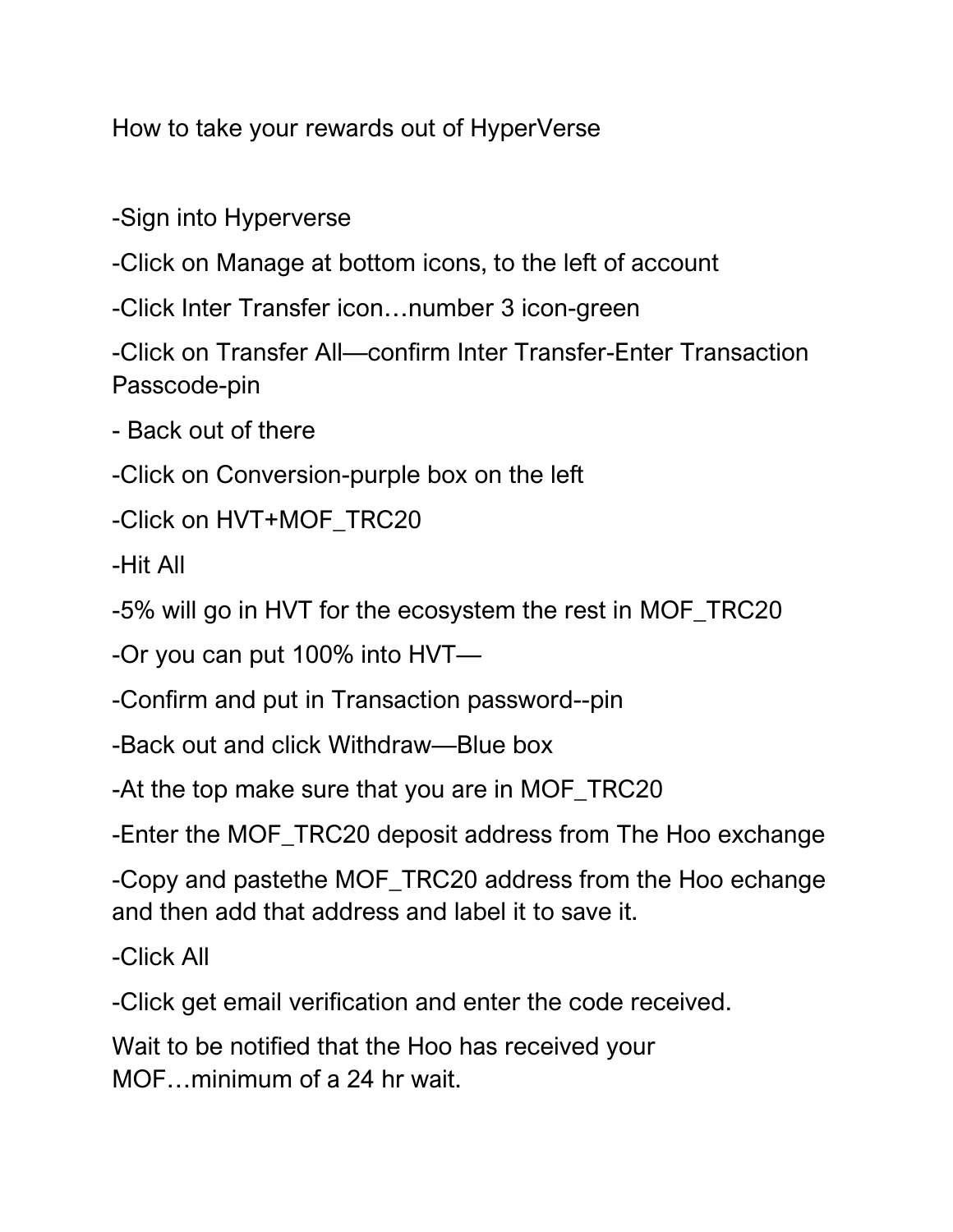How to take your rewards out of HyperVerse

-Sign into Hyperverse

-Click on Manage at bottom icons, to the left of account

-Click Inter Transfer icon…number 3 icon-green

-Click on Transfer All—confirm Inter Transfer-Enter Transaction Passcode-pin

- Back out of there

-Click on Conversion-purple box on the left

-Click on HVT+MOF_TRC20

-Hit All

-5% will go in HVT for the ecosystem the rest in MOF_TRC20

-Or you can put 100% into HVT—

-Confirm and put in Transaction password--pin

-Back out and click Withdraw—Blue box

-At the top make sure that you are in MOF_TRC20

-Enter the MOF_TRC20 deposit address from The Hoo exchange

-Copy and pastethe MOF_TRC20 address from the Hoo echange and then add that address and label it to save it.

-Click All

-Click get email verification and enter the code received.

Wait to be notified that the Hoo has received your MOF…minimum of a 24 hr wait.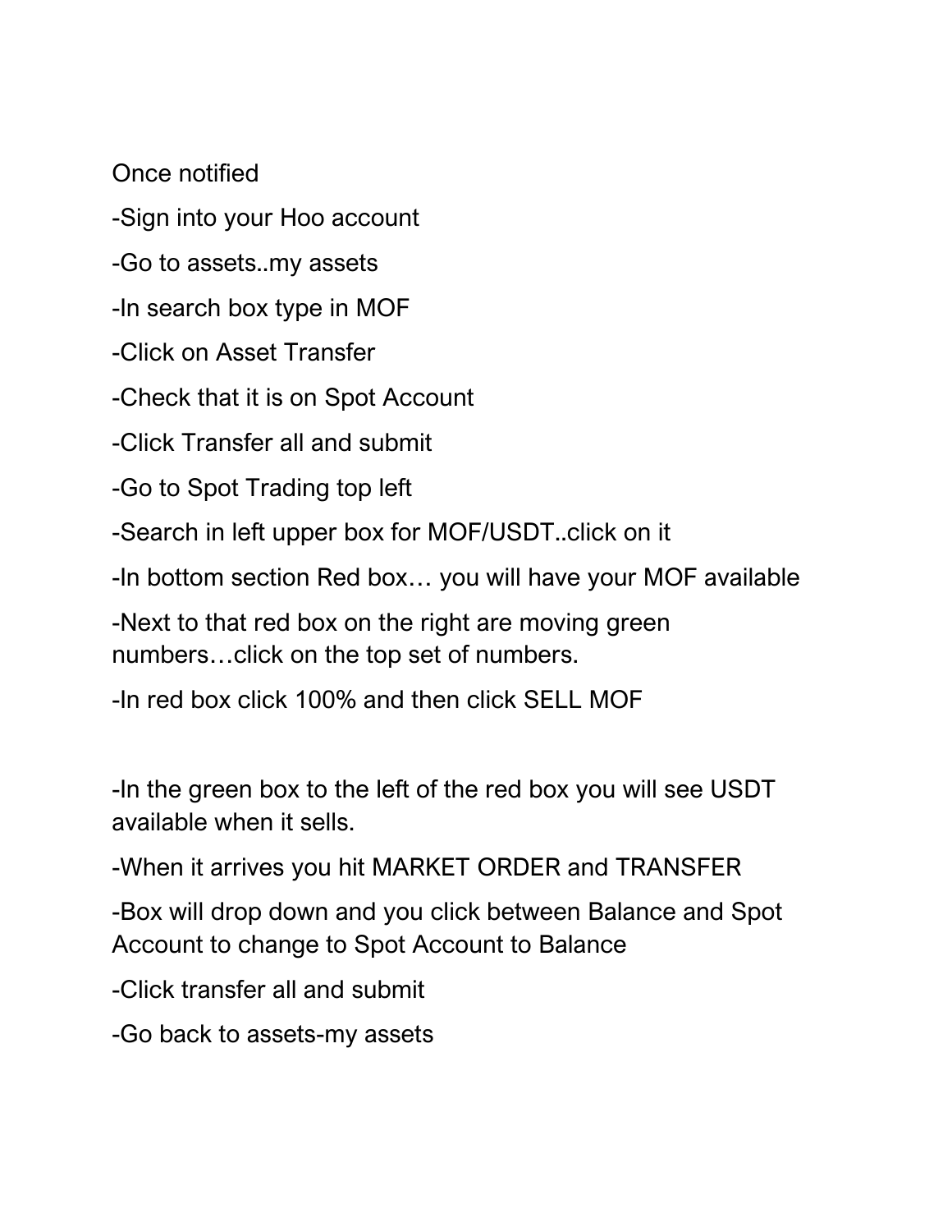Once notified

-Sign into your Hoo account

-Go to assets..my assets

-In search box type in MOF

-Click on Asset Transfer

-Check that it is on Spot Account

-Click Transfer all and submit

-Go to Spot Trading top left

-Search in left upper box for MOF/USDT..click on it

-In bottom section Red box… you will have your MOF available

-Next to that red box on the right are moving green numbers…click on the top set of numbers.

-In red box click 100% and then click SELL MOF

-In the green box to the left of the red box you will see USDT available when it sells.

-When it arrives you hit MARKET ORDER and TRANSFER

-Box will drop down and you click between Balance and Spot Account to change to Spot Account to Balance

-Click transfer all and submit

-Go back to assets-my assets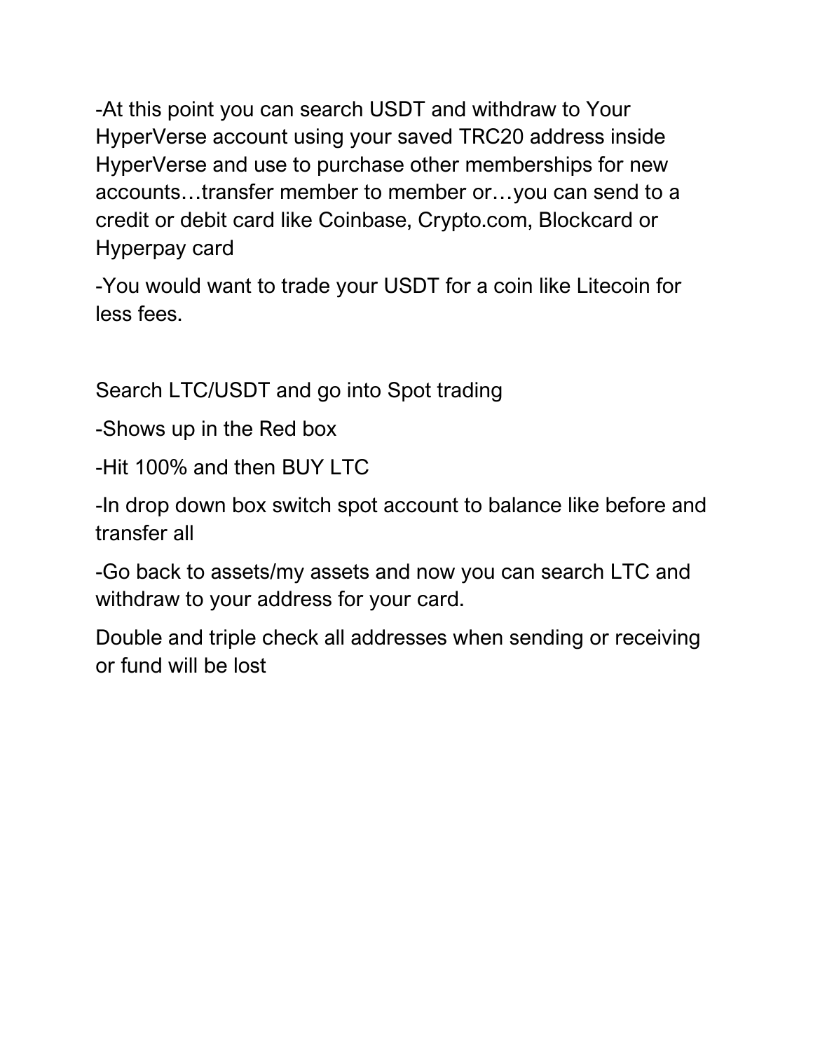-At this point you can search USDT and withdraw to Your HyperVerse account using your saved TRC20 address inside HyperVerse and use to purchase other memberships for new accounts…transfer member to member or…you can send to a credit or debit card like Coinbase, Crypto.com, Blockcard or Hyperpay card

-You would want to trade your USDT for a coin like Litecoin for less fees.

Search LTC/USDT and go into Spot trading

-Shows up in the Red box

-Hit 100% and then BUY LTC

-In drop down box switch spot account to balance like before and transfer all

-Go back to assets/my assets and now you can search LTC and withdraw to your address for your card.

Double and triple check all addresses when sending or receiving or fund will be lost